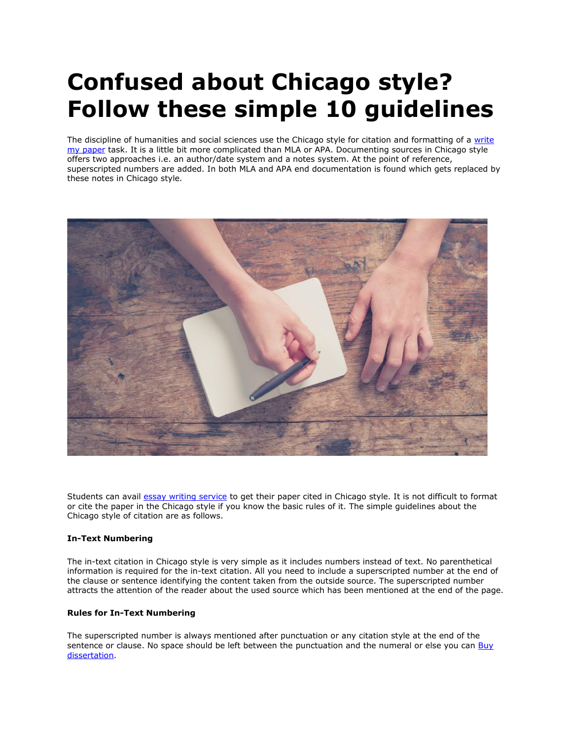# Confused about Chicago style? Follow these simple 10 guidelines

The discipline of humanities and social sciences use the Chicago style for citation and formatting of a write my paper task. It is a little bit more complicated than MLA or APA. Documenting sources in Chicago style offers two approaches i.e. an author/date system and a notes system. At the point of reference, superscripted numbers are added. In both MLA and APA end documentation is found which gets replaced by these notes in Chicago style.

Students can avail essay writing service to get their paper cited in Chicago style. It is not difficult to format or cite the paper in the Chicago style if you know the basic rules of it. The simple guidelines about the Chicago style of citation are as follows.

**In-Text Numbering**

The in-text citation in Chicago style is very simple as it includes numbers instead of text. No parenthetical information is required for the in-text citation. All you need to include a superscripted number at the end of the clause or sentence identifying the content taken from the outside source. The superscripted number attracts the attention of the reader about the used source which has been mentioned at the end of the page.

**Rules for In-Text Numbering**

The superscripted number is always mentioned after punctuation or any citation style at the end of the sentence or clause. No space should be left between the punctuation and the numeral or else you can Buy dissertation.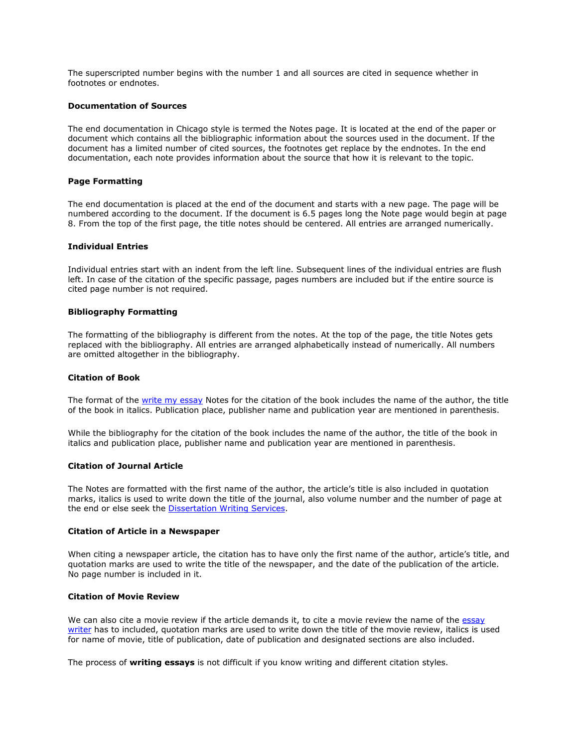The superscripted number begins with the number 1 and all sources are cited in sequence whether in footnotes or endnotes.

**Documentation of Sources**

The end documentation in Chicago style is termed the Notes page. It is located at the end of the paper or document which contains all the bibliographic information about the sources used in the document. If the document has a limited number of cited sources, the footnotes get replace by the endnotes. In the end documentation, each note provides information about the source that how it is relevant to the topic.

**Page Formatting**

The end documentation is placed at the end of the document and starts with a new page. The page will be numbered according to the document. If the document is 6.5 pages long the Note page would begin at page 8. From the top of the first page, the title notes should be centered. All entries are arranged numerically.

**Individual Entries**

Individual entries start with an indent from the left line. Subsequent lines of the individual entries are flush left. In case of the citation of the specific passage, pages numbers are included but if the entire source is cited page number is not required.

**Bibliography Formatting**

The formatting of the bibliography is different from the notes. At the top of the page, the title Notes gets replaced with the bibliography. All entries are arranged alphabetically instead of numerically. All numbers are omitted altogether in the bibliography.

**Citation of Book**

The format of the write my essay Notes for the citation of the book includes the name of the author, the title of the book in italics. Publication place, publisher name and publication year are mentioned in parenthesis.

While the bibliography for the citation of the book includes the name of the author, the title of the book in italics and publication place, publisher name and publication year are mentioned in parenthesis.

**Citation of Journal Article**

The Notes are formatted with the first name of the author, the article's title is also included in quotation marks, italics is used to write down the title of the journal, also volume number and the number of page at the end or else seek the Dissertation Writing Services.

**Citation of Article in a Newspaper**

When citing a newspaper article, the citation has to have only the first name of the author, article's title, and quotation marks are used to write the title of the newspaper, and the date of the publication of the article. No page number is included in it.

**Citation of Movie Review**

We can also cite a movie review if the article demands it, to cite a movie review the name of the essay writer has to included, quotation marks are used to write down the title of the movie review, italics is used for name of movie, title of publication, date of publication and designated sections are also included.

The process of **writing essays** is not difficult if you know writing and different citation styles.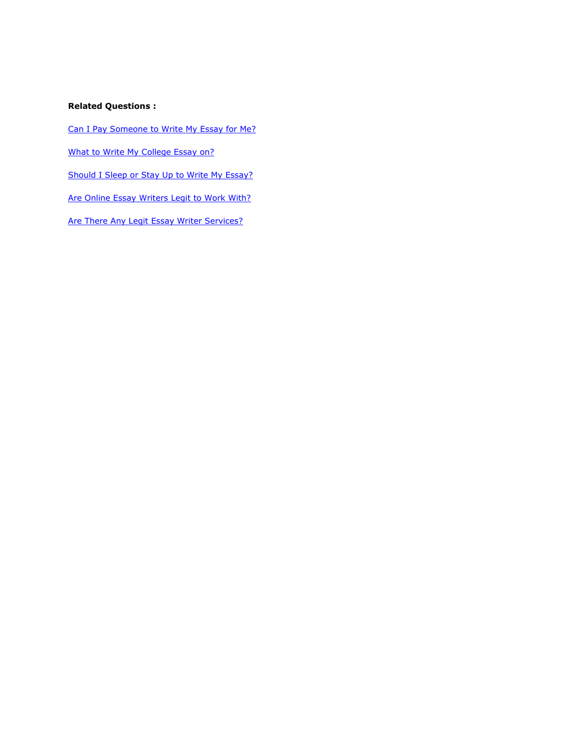**Related Questions :**

Can I Pay Someone to Write My Essay for Me?

What to Write My College Essay on?

Should I Sleep or Stay Up to Write My Essay?

Are Online Essay Writers Legit to Work With?

Are There Any Legit Essay Writer Services?